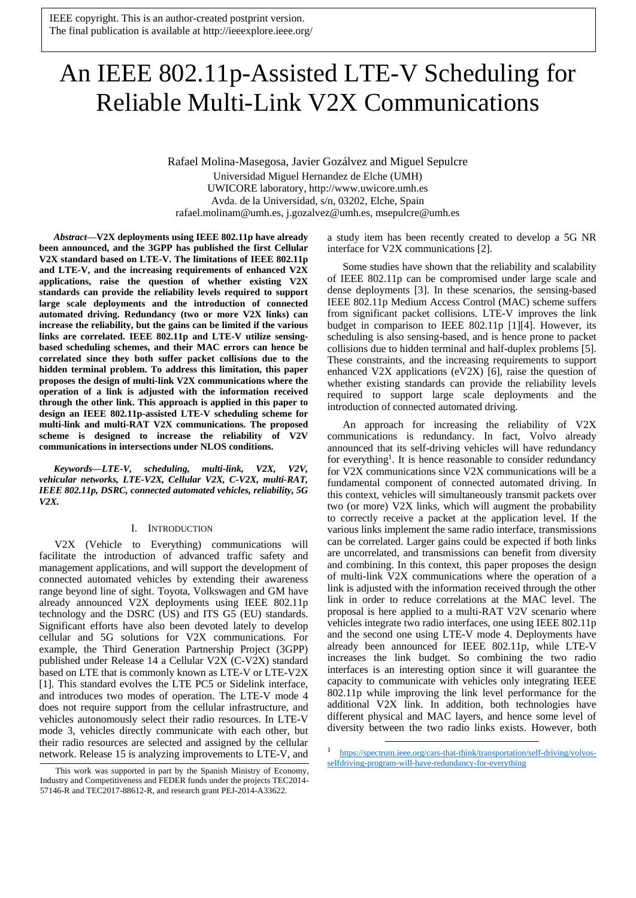IEEE copyright. This is an author-created postprint version.
The final publication is available at http://ieeexplore.ieee.org/

# An IEEE 802.11p-Assisted LTE-V Scheduling for Reliable Multi-Link V2X Communications

Rafael Molina-Masegosa, Javier Gozálvez and Miguel Sepulcre
Universidad Miguel Hernandez de Elche (UMH)
UWICORE laboratory, http://www.uwicore.umh.es
Avda. de la Universidad, s/n, 03202, Elche, Spain
rafael.molinam@umh.es, j.gozalvez@umh.es, msepulcre@umh.es

***Abstract*—V2X deployments using IEEE 802.11p have already been announced, and the 3GPP has published the first Cellular V2X standard based on LTE-V. The limitations of IEEE 802.11p and LTE-V, and the increasing requirements of enhanced V2X applications, raise the question of whether existing V2X standards can provide the reliability levels required to support large scale deployments and the introduction of connected automated driving. Redundancy (two or more V2X links) can increase the reliability, but the gains can be limited if the various links are correlated. IEEE 802.11p and LTE-V utilize sensing-based scheduling schemes, and their MAC errors can hence be correlated since they both suffer packet collisions due to the hidden terminal problem. To address this limitation, this paper proposes the design of multi-link V2X communications where the operation of a link is adjusted with the information received through the other link. This approach is applied in this paper to design an IEEE 802.11p-assisted LTE-V scheduling scheme for multi-link and multi-RAT V2X communications. The proposed scheme is designed to increase the reliability of V2V communications in intersections under NLOS conditions.**

***Keywords—LTE-V, scheduling, multi-link, V2X, V2V, vehicular networks, LTE-V2X, Cellular V2X, C-V2X, multi-RAT, IEEE 802.11p, DSRC, connected automated vehicles, reliability, 5G V2X.***

## I. INTRODUCTION

V2X (Vehicle to Everything) communications will facilitate the introduction of advanced traffic safety and management applications, and will support the development of connected automated vehicles by extending their awareness range beyond line of sight. Toyota, Volkswagen and GM have already announced V2X deployments using IEEE 802.11p technology and the DSRC (US) and ITS G5 (EU) standards. Significant efforts have also been devoted lately to develop cellular and 5G solutions for V2X communications. For example, the Third Generation Partnership Project (3GPP) published under Release 14 a Cellular V2X (C-V2X) standard based on LTE that is commonly known as LTE-V or LTE-V2X [1]. This standard evolves the LTE PC5 or Sidelink interface, and introduces two modes of operation. The LTE-V mode 4 does not require support from the cellular infrastructure, and vehicles autonomously select their radio resources. In LTE-V mode 3, vehicles directly communicate with each other, but their radio resources are selected and assigned by the cellular network. Release 15 is analyzing improvements to LTE-V, and a study item has been recently created to develop a 5G NR interface for V2X communications [2].

Some studies have shown that the reliability and scalability of IEEE 802.11p can be compromised under large scale and dense deployments [3]. In these scenarios, the sensing-based IEEE 802.11p Medium Access Control (MAC) scheme suffers from significant packet collisions. LTE-V improves the link budget in comparison to IEEE 802.11p [1][4]. However, its scheduling is also sensing-based, and is hence prone to packet collisions due to hidden terminal and half-duplex problems [5]. These constraints, and the increasing requirements to support enhanced V2X applications (eV2X) [6], raise the question of whether existing standards can provide the reliability levels required to support large scale deployments and the introduction of connected automated driving.

An approach for increasing the reliability of V2X communications is redundancy. In fact, Volvo already announced that its self-driving vehicles will have redundancy for everything[1]. It is hence reasonable to consider redundancy for V2X communications since V2X communications will be a fundamental component of connected automated driving. In this context, vehicles will simultaneously transmit packets over two (or more) V2X links, which will augment the probability to correctly receive a packet at the application level. If the various links implement the same radio interface, transmissions can be correlated. Larger gains could be expected if both links are uncorrelated, and transmissions can benefit from diversity and combining. In this context, this paper proposes the design of multi-link V2X communications where the operation of a link is adjusted with the information received through the other link in order to reduce correlations at the MAC level. The proposal is here applied to a multi-RAT V2V scenario where vehicles integrate two radio interfaces, one using IEEE 802.11p and the second one using LTE-V mode 4. Deployments have already been announced for IEEE 802.11p, while LTE-V increases the link budget. So combining the two radio interfaces is an interesting option since it will guarantee the capacity to communicate with vehicles only integrating IEEE 802.11p while improving the link level performance for the additional V2X link. In addition, both technologies have different physical and MAC layers, and hence some level of diversity between the two radio links exists. However, both

This work was supported in part by the Spanish Ministry of Economy, Industry and Competitiveness and FEDER funds under the projects TEC2014-57146-R and TEC2017-88612-R, and research grant PEJ-2014-A33622.

[1] https://spectrum.ieee.org/cars-that-think/transportation/self-driving/volvos-selfdriving-program-will-have-redundancy-for-everything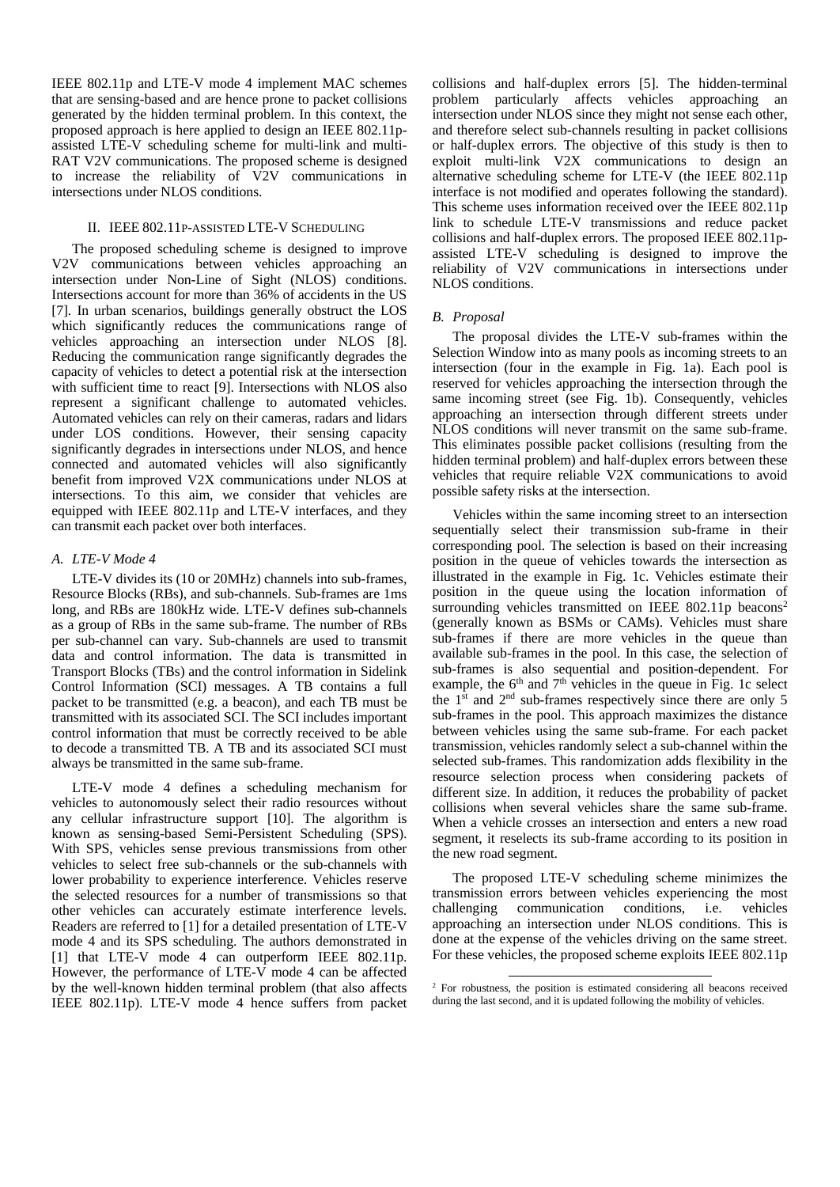IEEE 802.11p and LTE-V mode 4 implement MAC schemes that are sensing-based and are hence prone to packet collisions generated by the hidden terminal problem. In this context, the proposed approach is here applied to design an IEEE 802.11p-assisted LTE-V scheduling scheme for multi-link and multi-RAT V2V communications. The proposed scheme is designed to increase the reliability of V2V communications in intersections under NLOS conditions.

## II. IEEE 802.11P-ASSISTED LTE-V SCHEDULING

The proposed scheduling scheme is designed to improve V2V communications between vehicles approaching an intersection under Non-Line of Sight (NLOS) conditions. Intersections account for more than 36% of accidents in the US [7]. In urban scenarios, buildings generally obstruct the LOS which significantly reduces the communications range of vehicles approaching an intersection under NLOS [8]. Reducing the communication range significantly degrades the capacity of vehicles to detect a potential risk at the intersection with sufficient time to react [9]. Intersections with NLOS also represent a significant challenge to automated vehicles. Automated vehicles can rely on their cameras, radars and lidars under LOS conditions. However, their sensing capacity significantly degrades in intersections under NLOS, and hence connected and automated vehicles will also significantly benefit from improved V2X communications under NLOS at intersections. To this aim, we consider that vehicles are equipped with IEEE 802.11p and LTE-V interfaces, and they can transmit each packet over both interfaces.

### *A. LTE-V Mode 4*

LTE-V divides its (10 or 20MHz) channels into sub-frames, Resource Blocks (RBs), and sub-channels. Sub-frames are 1ms long, and RBs are 180kHz wide. LTE-V defines sub-channels as a group of RBs in the same sub-frame. The number of RBs per sub-channel can vary. Sub-channels are used to transmit data and control information. The data is transmitted in Transport Blocks (TBs) and the control information in Sidelink Control Information (SCI) messages. A TB contains a full packet to be transmitted (e.g. a beacon), and each TB must be transmitted with its associated SCI. The SCI includes important control information that must be correctly received to be able to decode a transmitted TB. A TB and its associated SCI must always be transmitted in the same sub-frame.

LTE-V mode 4 defines a scheduling mechanism for vehicles to autonomously select their radio resources without any cellular infrastructure support [10]. The algorithm is known as sensing-based Semi-Persistent Scheduling (SPS). With SPS, vehicles sense previous transmissions from other vehicles to select free sub-channels or the sub-channels with lower probability to experience interference. Vehicles reserve the selected resources for a number of transmissions so that other vehicles can accurately estimate interference levels. Readers are referred to [1] for a detailed presentation of LTE-V mode 4 and its SPS scheduling. The authors demonstrated in [1] that LTE-V mode 4 can outperform IEEE 802.11p. However, the performance of LTE-V mode 4 can be affected by the well-known hidden terminal problem (that also affects IEEE 802.11p). LTE-V mode 4 hence suffers from packet collisions and half-duplex errors [5]. The hidden-terminal problem particularly affects vehicles approaching an intersection under NLOS since they might not sense each other, and therefore select sub-channels resulting in packet collisions or half-duplex errors. The objective of this study is then to exploit multi-link V2X communications to design an alternative scheduling scheme for LTE-V (the IEEE 802.11p interface is not modified and operates following the standard). This scheme uses information received over the IEEE 802.11p link to schedule LTE-V transmissions and reduce packet collisions and half-duplex errors. The proposed IEEE 802.11p-assisted LTE-V scheduling is designed to improve the reliability of V2V communications in intersections under NLOS conditions.

### *B. Proposal*

The proposal divides the LTE-V sub-frames within the Selection Window into as many pools as incoming streets to an intersection (four in the example in Fig. 1a). Each pool is reserved for vehicles approaching the intersection through the same incoming street (see Fig. 1b). Consequently, vehicles approaching an intersection through different streets under NLOS conditions will never transmit on the same sub-frame. This eliminates possible packet collisions (resulting from the hidden terminal problem) and half-duplex errors between these vehicles that require reliable V2X communications to avoid possible safety risks at the intersection.

Vehicles within the same incoming street to an intersection sequentially select their transmission sub-frame in their corresponding pool. The selection is based on their increasing position in the queue of vehicles towards the intersection as illustrated in the example in Fig. 1c. Vehicles estimate their position in the queue using the location information of surrounding vehicles transmitted on IEEE 802.11p beacons[2] (generally known as BSMs or CAMs). Vehicles must share sub-frames if there are more vehicles in the queue than available sub-frames in the pool. In this case, the selection of sub-frames is also sequential and position-dependent. For example, the 6th and 7th vehicles in the queue in Fig. 1c select the 1st and 2nd sub-frames respectively since there are only 5 sub-frames in the pool. This approach maximizes the distance between vehicles using the same sub-frame. For each packet transmission, vehicles randomly select a sub-channel within the selected sub-frames. This randomization adds flexibility in the resource selection process when considering packets of different size. In addition, it reduces the probability of packet collisions when several vehicles share the same sub-frame. When a vehicle crosses an intersection and enters a new road segment, it reselects its sub-frame according to its position in the new road segment.

The proposed LTE-V scheduling scheme minimizes the transmission errors between vehicles experiencing the most challenging communication conditions, i.e. vehicles approaching an intersection under NLOS conditions. This is done at the expense of the vehicles driving on the same street. For these vehicles, the proposed scheme exploits IEEE 802.11p

[2] For robustness, the position is estimated considering all beacons received during the last second, and it is updated following the mobility of vehicles.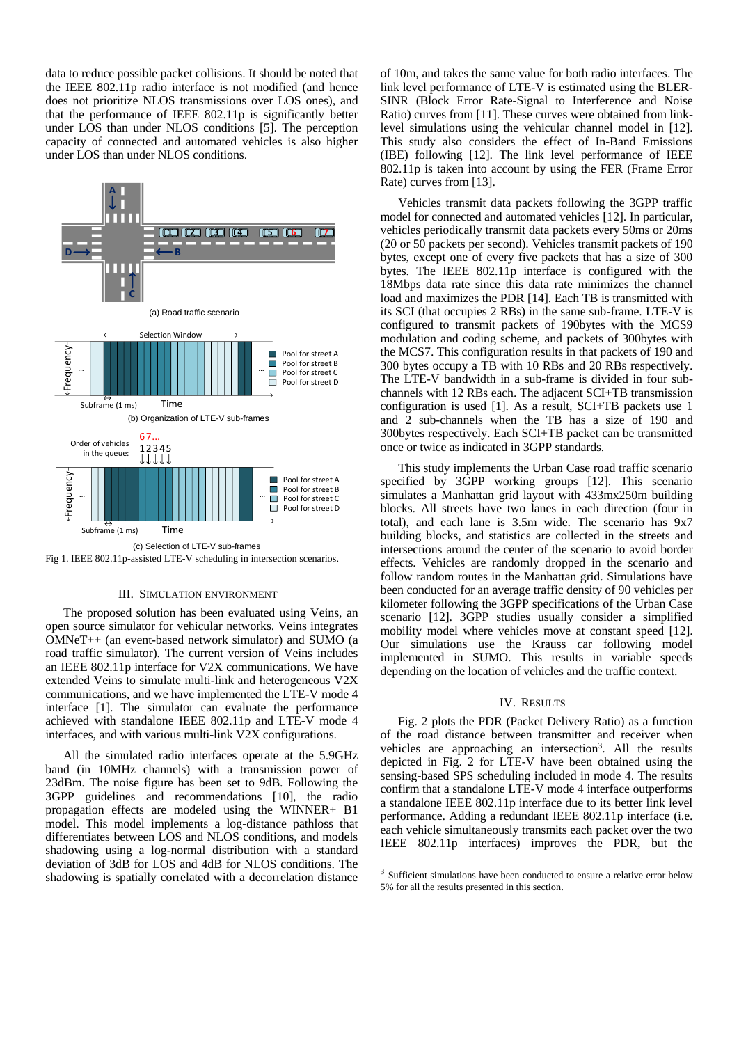data to reduce possible packet collisions. It should be noted that the IEEE 802.11p radio interface is not modified (and hence does not prioritize NLOS transmissions over LOS ones), and that the performance of IEEE 802.11p is significantly better under LOS than under NLOS conditions [5]. The perception capacity of connected and automated vehicles is also higher under LOS than under NLOS conditions.

(a) Road traffic scenario

(b) Organization of LTE-V sub-frames

(c) Selection of LTE-V sub-frames

Fig 1. IEEE 802.11p-assisted LTE-V scheduling in intersection scenarios.

## III. Simulation Environment

The proposed solution has been evaluated using Veins, an open source simulator for vehicular networks. Veins integrates OMNeT++ (an event-based network simulator) and SUMO (a road traffic simulator). The current version of Veins includes an IEEE 802.11p interface for V2X communications. We have extended Veins to simulate multi-link and heterogeneous V2X communications, and we have implemented the LTE-V mode 4 interface [1]. The simulator can evaluate the performance achieved with standalone IEEE 802.11p and LTE-V mode 4 interfaces, and with various multi-link V2X configurations.

All the simulated radio interfaces operate at the 5.9GHz band (in 10MHz channels) with a transmission power of 23dBm. The noise figure has been set to 9dB. Following the 3GPP guidelines and recommendations [10], the radio propagation effects are modeled using the WINNER+ B1 model. This model implements a log-distance pathloss that differentiates between LOS and NLOS conditions, and models shadowing using a log-normal distribution with a standard deviation of 3dB for LOS and 4dB for NLOS conditions. The shadowing is spatially correlated with a decorrelation distance of 10m, and takes the same value for both radio interfaces. The link level performance of LTE-V is estimated using the BLER-SINR (Block Error Rate-Signal to Interference and Noise Ratio) curves from [11]. These curves were obtained from link-level simulations using the vehicular channel model in [12]. This study also considers the effect of In-Band Emissions (IBE) following [12]. The link level performance of IEEE 802.11p is taken into account by using the FER (Frame Error Rate) curves from [13].

Vehicles transmit data packets following the 3GPP traffic model for connected and automated vehicles [12]. In particular, vehicles periodically transmit data packets every 50ms or 20ms (20 or 50 packets per second). Vehicles transmit packets of 190 bytes, except one of every five packets that has a size of 300 bytes. The IEEE 802.11p interface is configured with the 18Mbps data rate since this data rate minimizes the channel load and maximizes the PDR [14]. Each TB is transmitted with its SCI (that occupies 2 RBs) in the same sub-frame. LTE-V is configured to transmit packets of 190bytes with the MCS9 modulation and coding scheme, and packets of 300bytes with the MCS7. This configuration results in that packets of 190 and 300 bytes occupy a TB with 10 RBs and 20 RBs respectively. The LTE-V bandwidth in a sub-frame is divided in four sub-channels with 12 RBs each. The adjacent SCI+TB transmission configuration is used [1]. As a result, SCI+TB packets use 1 and 2 sub-channels when the TB has a size of 190 and 300bytes respectively. Each SCI+TB packet can be transmitted once or twice as indicated in 3GPP standards.

This study implements the Urban Case road traffic scenario specified by 3GPP working groups [12]. This scenario simulates a Manhattan grid layout with 433mx250m building blocks. All streets have two lanes in each direction (four in total), and each lane is 3.5m wide. The scenario has 9x7 building blocks, and statistics are collected in the streets and intersections around the center of the scenario to avoid border effects. Vehicles are randomly dropped in the scenario and follow random routes in the Manhattan grid. Simulations have been conducted for an average traffic density of 90 vehicles per kilometer following the 3GPP specifications of the Urban Case scenario [12]. 3GPP studies usually consider a simplified mobility model where vehicles move at constant speed [12]. Our simulations use the Krauss car following model implemented in SUMO. This results in variable speeds depending on the location of vehicles and the traffic context.

## IV. Results

Fig. 2 plots the PDR (Packet Delivery Ratio) as a function of the road distance between transmitter and receiver when vehicles are approaching an intersection[3]. All the results depicted in Fig. 2 for LTE-V have been obtained using the sensing-based SPS scheduling included in mode 4. The results confirm that a standalone LTE-V mode 4 interface outperforms a standalone IEEE 802.11p interface due to its better link level performance. Adding a redundant IEEE 802.11p interface (i.e. each vehicle simultaneously transmits each packet over the two IEEE 802.11p interfaces) improves the PDR, but the

[3] Sufficient simulations have been conducted to ensure a relative error below 5% for all the results presented in this section.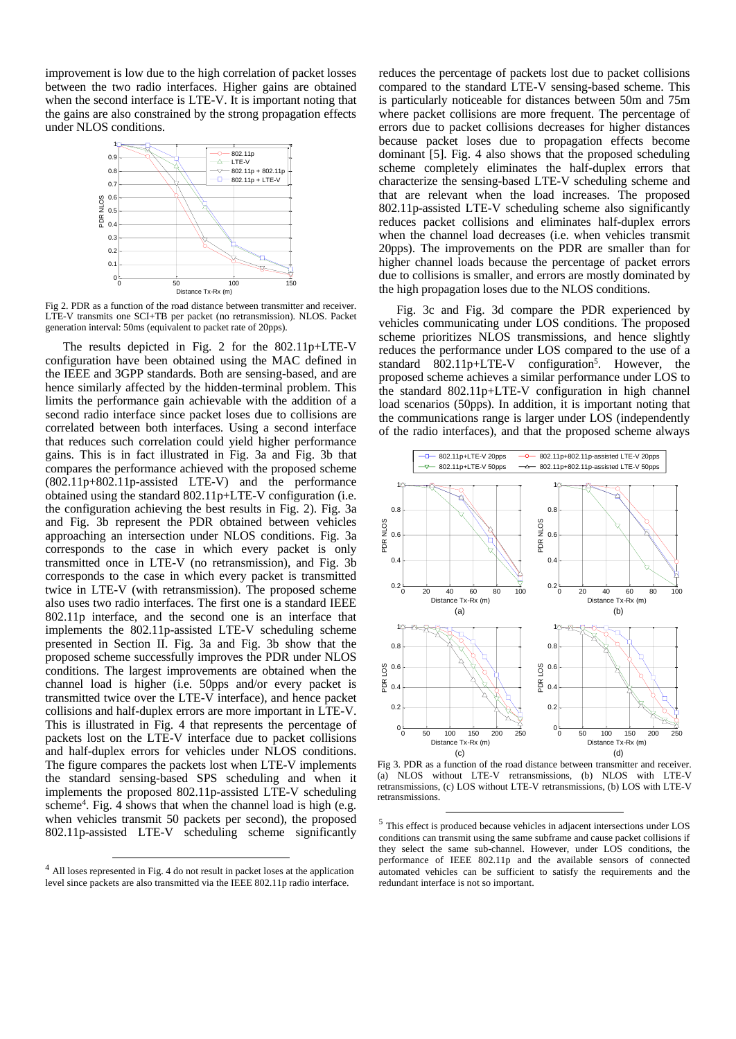improvement is low due to the high correlation of packet losses between the two radio interfaces. Higher gains are obtained when the second interface is LTE-V. It is important noting that the gains are also constrained by the strong propagation effects under NLOS conditions.

Fig 2. PDR as a function of the road distance between transmitter and receiver. LTE-V transmits one SCI+TB per packet (no retransmission). NLOS. Packet generation interval: 50ms (equivalent to packet rate of 20pps).

The results depicted in Fig. 2 for the 802.11p+LTE-V configuration have been obtained using the MAC defined in the IEEE and 3GPP standards. Both are sensing-based, and are hence similarly affected by the hidden-terminal problem. This limits the performance gain achievable with the addition of a second radio interface since packet loses due to collisions are correlated between both interfaces. Using a second interface that reduces such correlation could yield higher performance gains. This is in fact illustrated in Fig. 3a and Fig. 3b that compares the performance achieved with the proposed scheme (802.11p+802.11p-assisted LTE-V) and the performance obtained using the standard 802.11p+LTE-V configuration (i.e. the configuration achieving the best results in Fig. 2). Fig. 3a and Fig. 3b represent the PDR obtained between vehicles approaching an intersection under NLOS conditions. Fig. 3a corresponds to the case in which every packet is only transmitted once in LTE-V (no retransmission), and Fig. 3b corresponds to the case in which every packet is transmitted twice in LTE-V (with retransmission). The proposed scheme also uses two radio interfaces. The first one is a standard IEEE 802.11p interface, and the second one is an interface that implements the 802.11p-assisted LTE-V scheduling scheme presented in Section II. Fig. 3a and Fig. 3b show that the proposed scheme successfully improves the PDR under NLOS conditions. The largest improvements are obtained when the channel load is higher (i.e. 50pps and/or every packet is transmitted twice over the LTE-V interface), and hence packet collisions and half-duplex errors are more important in LTE-V. This is illustrated in Fig. 4 that represents the percentage of packets lost on the LTE-V interface due to packet collisions and half-duplex errors for vehicles under NLOS conditions. The figure compares the packets lost when LTE-V implements the standard sensing-based SPS scheduling and when it implements the proposed 802.11p-assisted LTE-V scheduling scheme[4]. Fig. 4 shows that when the channel load is high (e.g. when vehicles transmit 50 packets per second), the proposed 802.11p-assisted LTE-V scheduling scheme significantly reduces the percentage of packets lost due to packet collisions compared to the standard LTE-V sensing-based scheme. This is particularly noticeable for distances between 50m and 75m where packet collisions are more frequent. The percentage of errors due to packet collisions decreases for higher distances because packet loses due to propagation effects become dominant [5]. Fig. 4 also shows that the proposed scheduling scheme completely eliminates the half-duplex errors that characterize the sensing-based LTE-V scheduling scheme and that are relevant when the load increases. The proposed 802.11p-assisted LTE-V scheduling scheme also significantly reduces packet collisions and eliminates half-duplex errors when the channel load decreases (i.e. when vehicles transmit 20pps). The improvements on the PDR are smaller than for higher channel loads because the percentage of packet errors due to collisions is smaller, and errors are mostly dominated by the high propagation loses due to the NLOS conditions.

Fig. 3c and Fig. 3d compare the PDR experienced by vehicles communicating under LOS conditions. The proposed scheme prioritizes NLOS transmissions, and hence slightly reduces the performance under LOS compared to the use of a standard 802.11p+LTE-V configuration[5]. However, the proposed scheme achieves a similar performance under LOS to the standard 802.11p+LTE-V configuration in high channel load scenarios (50pps). In addition, it is important noting that the communications range is larger under LOS (independently of the radio interfaces), and that the proposed scheme always

Fig 3. PDR as a function of the road distance between transmitter and receiver. (a) NLOS without LTE-V retransmissions, (b) NLOS with LTE-V retransmissions, (c) LOS without LTE-V retransmissions, (b) LOS with LTE-V retransmissions.

[4] All loses represented in Fig. 4 do not result in packet loses at the application level since packets are also transmitted via the IEEE 802.11p radio interface.

[5] This effect is produced because vehicles in adjacent intersections under LOS conditions can transmit using the same subframe and cause packet collisions if they select the same sub-channel. However, under LOS conditions, the performance of IEEE 802.11p and the available sensors of connected automated vehicles can be sufficient to satisfy the requirements and the redundant interface is not so important.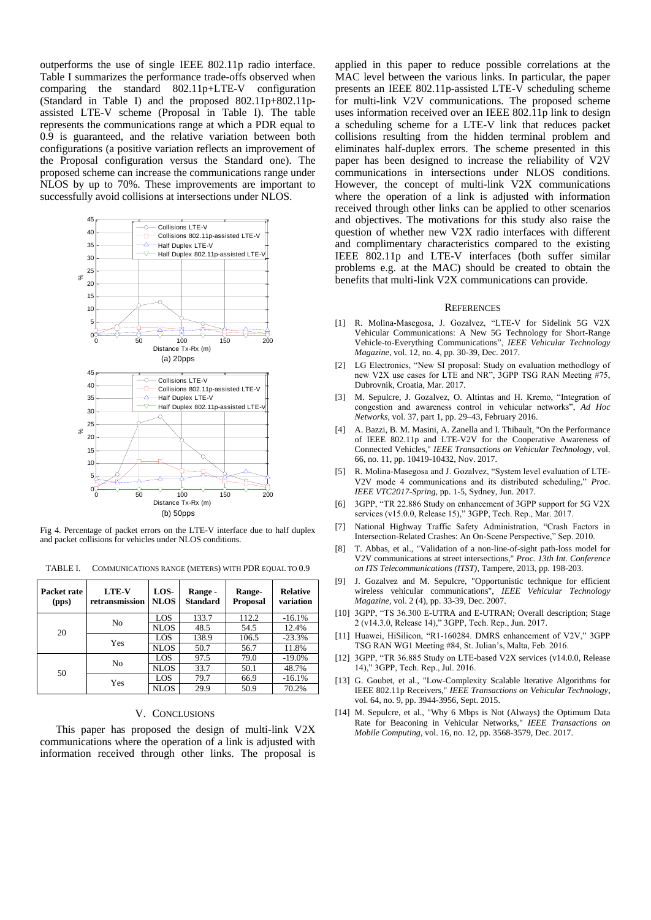outperforms the use of single IEEE 802.11p radio interface. Table I summarizes the performance trade-offs observed when comparing the standard 802.11p+LTE-V configuration (Standard in Table I) and the proposed 802.11p+802.11p-assisted LTE-V scheme (Proposal in Table I). The table represents the communications range at which a PDR equal to 0.9 is guaranteed, and the relative variation between both configurations (a positive variation reflects an improvement of the Proposal configuration versus the Standard one). The proposed scheme can increase the communications range under NLOS by up to 70%. These improvements are important to successfully avoid collisions at intersections under NLOS.

Collisions LTE-V
Collisions 802.11p-assisted LTE-V
Half Duplex LTE-V
Half Duplex 802.11p-assisted LTE-V
%
Distance Tx-Rx (m)
(a) 20pps

Collisions LTE-V
Collisions 802.11p-assisted LTE-V
Half Duplex LTE-V
Half Duplex 802.11p-assisted LTE-V
%
Distance Tx-Rx (m)
(b) 50pps

Fig 4. Percentage of packet errors on the LTE-V interface due to half duplex and packet collisions for vehicles under NLOS conditions.

TABLE I. COMMUNICATIONS RANGE (METERS) WITH PDR EQUAL TO 0.9

| Packet rate (pps) | LTE-V retransmission | LOS-NLOS | Range - Standard | Range-Proposal | Relative variation |
|---|---|---|---|---|---|
| 20 | No | LOS | 133.7 | 112.2 | -16.1% |
| | | NLOS | 48.5 | 54.5 | 12.4% |
| | Yes | LOS | 138.9 | 106.5 | -23.3% |
| | | NLOS | 50.7 | 56.7 | 11.8% |
| 50 | No | LOS | 97.5 | 79.0 | -19.0% |
| | | NLOS | 33.7 | 50.1 | 48.7% |
| | Yes | LOS | 79.7 | 66.9 | -16.1% |
| | | NLOS | 29.9 | 50.9 | 70.2% |

## V. CONCLUSIONS

This paper has proposed the design of multi-link V2X communications where the operation of a link is adjusted with information received through other links. The proposal is applied in this paper to reduce possible correlations at the MAC level between the various links. In particular, the paper presents an IEEE 802.11p-assisted LTE-V scheduling scheme for multi-link V2V communications. The proposed scheme uses information received over an IEEE 802.11p link to design a scheduling scheme for a LTE-V link that reduces packet collisions resulting from the hidden terminal problem and eliminates half-duplex errors. The scheme presented in this paper has been designed to increase the reliability of V2V communications in intersections under NLOS conditions. However, the concept of multi-link V2X communications where the operation of a link is adjusted with information received through other links can be applied to other scenarios and objectives. The motivations for this study also raise the question of whether new V2X radio interfaces with different and complimentary characteristics compared to the existing IEEE 802.11p and LTE-V interfaces (both suffer similar problems e.g. at the MAC) should be created to obtain the benefits that multi-link V2X communications can provide.

## REFERENCES

[1] R. Molina-Masegosa, J. Gozalvez, "LTE-V for Sidelink 5G V2X Vehicular Communications: A New 5G Technology for Short-Range Vehicle-to-Everything Communications", *IEEE Vehicular Technology Magazine*, vol. 12, no. 4, pp. 30-39, Dec. 2017.

[2] LG Electronics, "New SI proposal: Study on evaluation methodlogy of new V2X use cases for LTE and NR", 3GPP TSG RAN Meeting #75, Dubrovnik, Croatia, Mar. 2017.

[3] M. Sepulcre, J. Gozalvez, O. Altintas and H. Kremo, "Integration of congestion and awareness control in vehicular networks", *Ad Hoc Networks*, vol. 37, part 1, pp. 29–43, February 2016.

[4] A. Bazzi, B. M. Masini, A. Zanella and I. Thibault, "On the Performance of IEEE 802.11p and LTE-V2V for the Cooperative Awareness of Connected Vehicles," *IEEE Transactions on Vehicular Technology*, vol. 66, no. 11, pp. 10419-10432, Nov. 2017.

[5] R. Molina-Masegosa and J. Gozalvez, "System level evaluation of LTE-V2V mode 4 communications and its distributed scheduling," *Proc. IEEE VTC2017-Spring*, pp. 1-5, Sydney, Jun. 2017.

[6] 3GPP, "TR 22.886 Study on enhancement of 3GPP support for 5G V2X services (v15.0.0, Release 15)," 3GPP, Tech. Rep., Mar. 2017.

[7] National Highway Traffic Safety Administration, "Crash Factors in Intersection-Related Crashes: An On-Scene Perspective," Sep. 2010.

[8] T. Abbas, et al., "Validation of a non-line-of-sight path-loss model for V2V communications at street intersections," *Proc. 13th Int. Conference on ITS Telecommunications (ITST)*, Tampere, 2013, pp. 198-203.

[9] J. Gozalvez and M. Sepulcre, "Opportunistic technique for efficient wireless vehicular communications", *IEEE Vehicular Technology Magazine*, vol. 2 (4), pp. 33-39, Dec. 2007.

[10] 3GPP, "TS 36.300 E-UTRA and E-UTRAN; Overall description; Stage 2 (v14.3.0, Release 14)," 3GPP, Tech. Rep., Jun. 2017.

[11] Huawei, HiSilicon, "R1-160284. DMRS enhancement of V2V," 3GPP TSG RAN WG1 Meeting #84, St. Julian's, Malta, Feb. 2016.

[12] 3GPP, "TR 36.885 Study on LTE-based V2X services (v14.0.0, Release 14)," 3GPP, Tech. Rep., Jul. 2016.

[13] G. Goubet, et al., "Low-Complexity Scalable Iterative Algorithms for IEEE 802.11p Receivers," *IEEE Transactions on Vehicular Technology*, vol. 64, no. 9, pp. 3944-3956, Sept. 2015.

[14] M. Sepulcre, et al., "Why 6 Mbps is Not (Always) the Optimum Data Rate for Beaconing in Vehicular Networks," *IEEE Transactions on Mobile Computing*, vol. 16, no. 12, pp. 3568-3579, Dec. 2017.